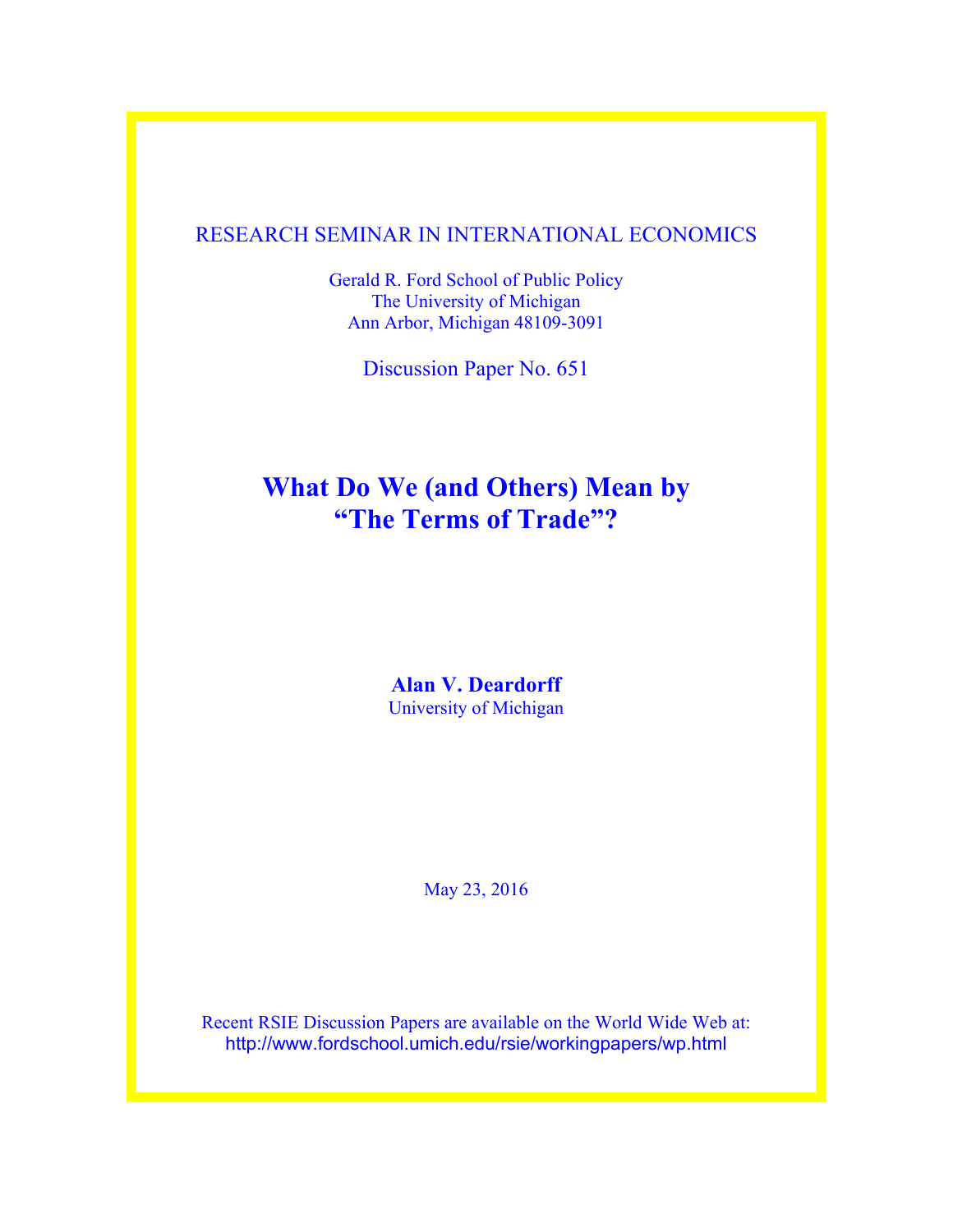RESEARCH SEMINAR IN INTERNATIONAL ECONOMICS

Gerald R. Ford School of Public Policy
The University of Michigan
Ann Arbor, Michigan 48109-3091

Discussion Paper No. 651

# What Do We (and Others) Mean by "The Terms of Trade"?

**Alan V. Deardorff**
University of Michigan

May 23, 2016

Recent RSIE Discussion Papers are available on the World Wide Web at:
http://www.fordschool.umich.edu/rsie/workingpapers/wp.html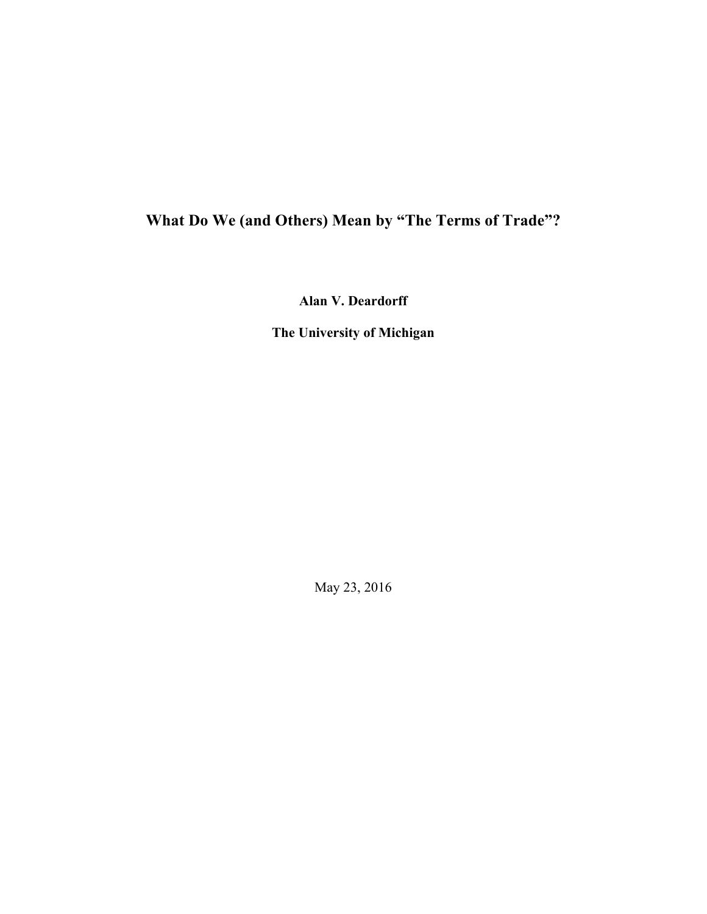# What Do We (and Others) Mean by "The Terms of Trade"?

**Alan V. Deardorff**

**The University of Michigan**

May 23, 2016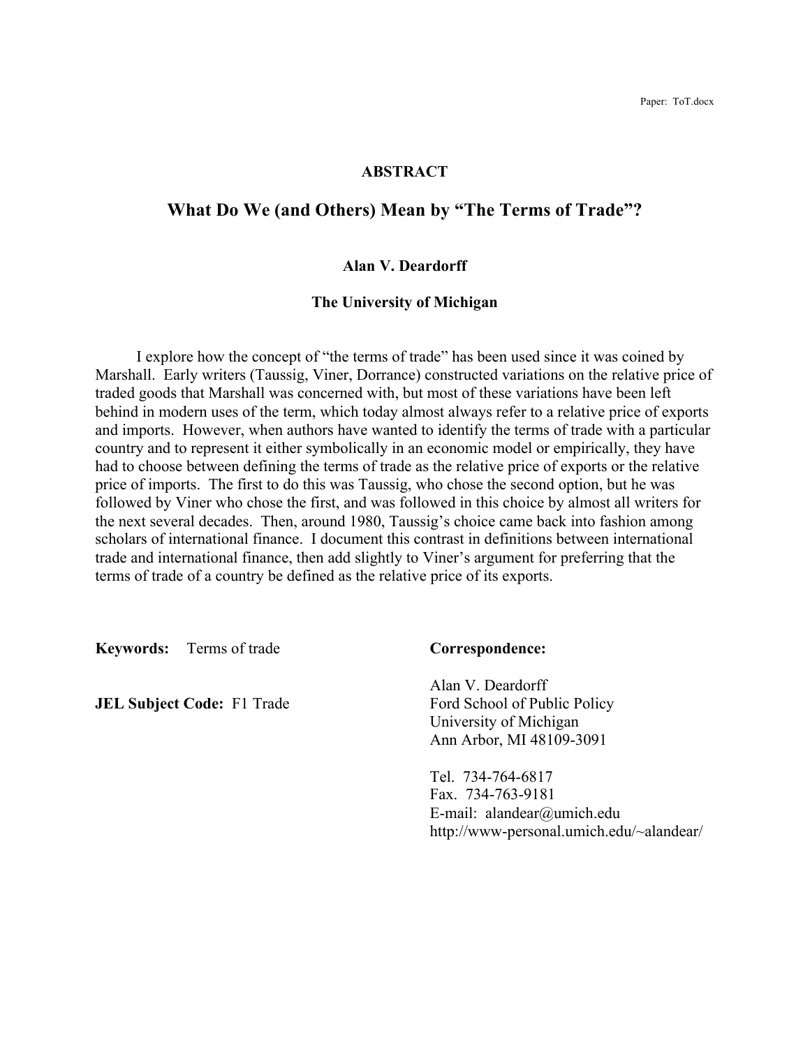## ABSTRACT

# What Do We (and Others) Mean by "The Terms of Trade"?

**Alan V. Deardorff**

**The University of Michigan**

I explore how the concept of "the terms of trade" has been used since it was coined by Marshall. Early writers (Taussig, Viner, Dorrance) constructed variations on the relative price of traded goods that Marshall was concerned with, but most of these variations have been left behind in modern uses of the term, which today almost always refer to a relative price of exports and imports. However, when authors have wanted to identify the terms of trade with a particular country and to represent it either symbolically in an economic model or empirically, they have had to choose between defining the terms of trade as the relative price of exports or the relative price of imports. The first to do this was Taussig, who chose the second option, but he was followed by Viner who chose the first, and was followed in this choice by almost all writers for the next several decades. Then, around 1980, Taussig's choice came back into fashion among scholars of international finance. I document this contrast in definitions between international trade and international finance, then add slightly to Viner's argument for preferring that the terms of trade of a country be defined as the relative price of its exports.

**Keywords:** Terms of trade

**JEL Subject Code:** F1 Trade

**Correspondence:**

Alan V. Deardorff
Ford School of Public Policy
University of Michigan
Ann Arbor, MI 48109-3091

Tel. 734-764-6817
Fax. 734-763-9181
E-mail: alandear@umich.edu
http://www-personal.umich.edu/~alandear/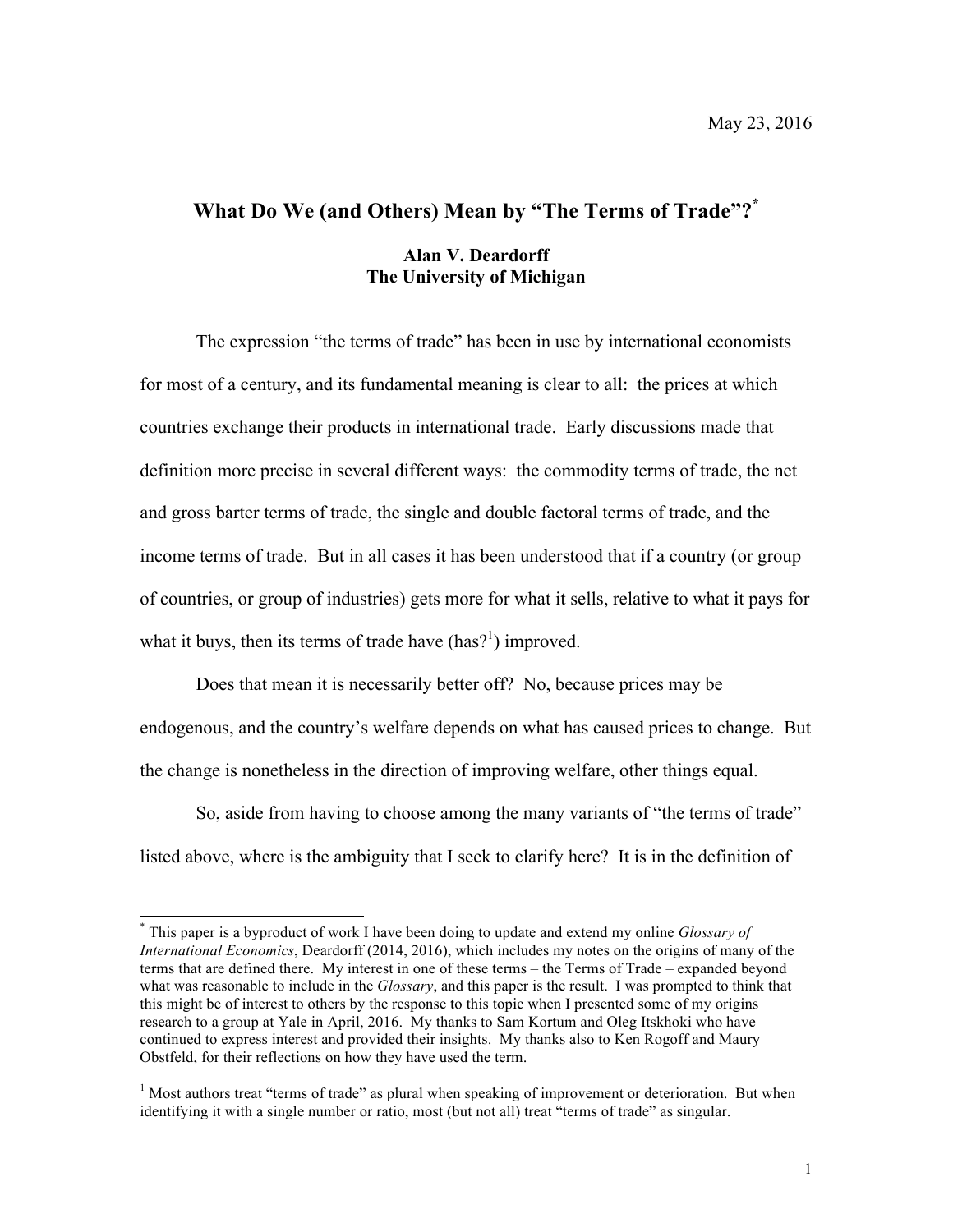May 23, 2016

# What Do We (and Others) Mean by "The Terms of Trade"?[*]

**Alan V. Deardorff**
**The University of Michigan**

The expression "the terms of trade" has been in use by international economists for most of a century, and its fundamental meaning is clear to all: the prices at which countries exchange their products in international trade. Early discussions made that definition more precise in several different ways: the commodity terms of trade, the net and gross barter terms of trade, the single and double factoral terms of trade, and the income terms of trade. But in all cases it has been understood that if a country (or group of countries, or group of industries) gets more for what it sells, relative to what it pays for what it buys, then its terms of trade have (has?[1]) improved.

Does that mean it is necessarily better off? No, because prices may be endogenous, and the country's welfare depends on what has caused prices to change. But the change is nonetheless in the direction of improving welfare, other things equal.

So, aside from having to choose among the many variants of "the terms of trade" listed above, where is the ambiguity that I seek to clarify here? It is in the definition of

---

[*] This paper is a byproduct of work I have been doing to update and extend my online *Glossary of International Economics*, Deardorff (2014, 2016), which includes my notes on the origins of many of the terms that are defined there. My interest in one of these terms – the Terms of Trade – expanded beyond what was reasonable to include in the *Glossary*, and this paper is the result. I was prompted to think that this might be of interest to others by the response to this topic when I presented some of my origins research to a group at Yale in April, 2016. My thanks to Sam Kortum and Oleg Itskhoki who have continued to express interest and provided their insights. My thanks also to Ken Rogoff and Maury Obstfeld, for their reflections on how they have used the term.

[1] Most authors treat "terms of trade" as plural when speaking of improvement or deterioration. But when identifying it with a single number or ratio, most (but not all) treat "terms of trade" as singular.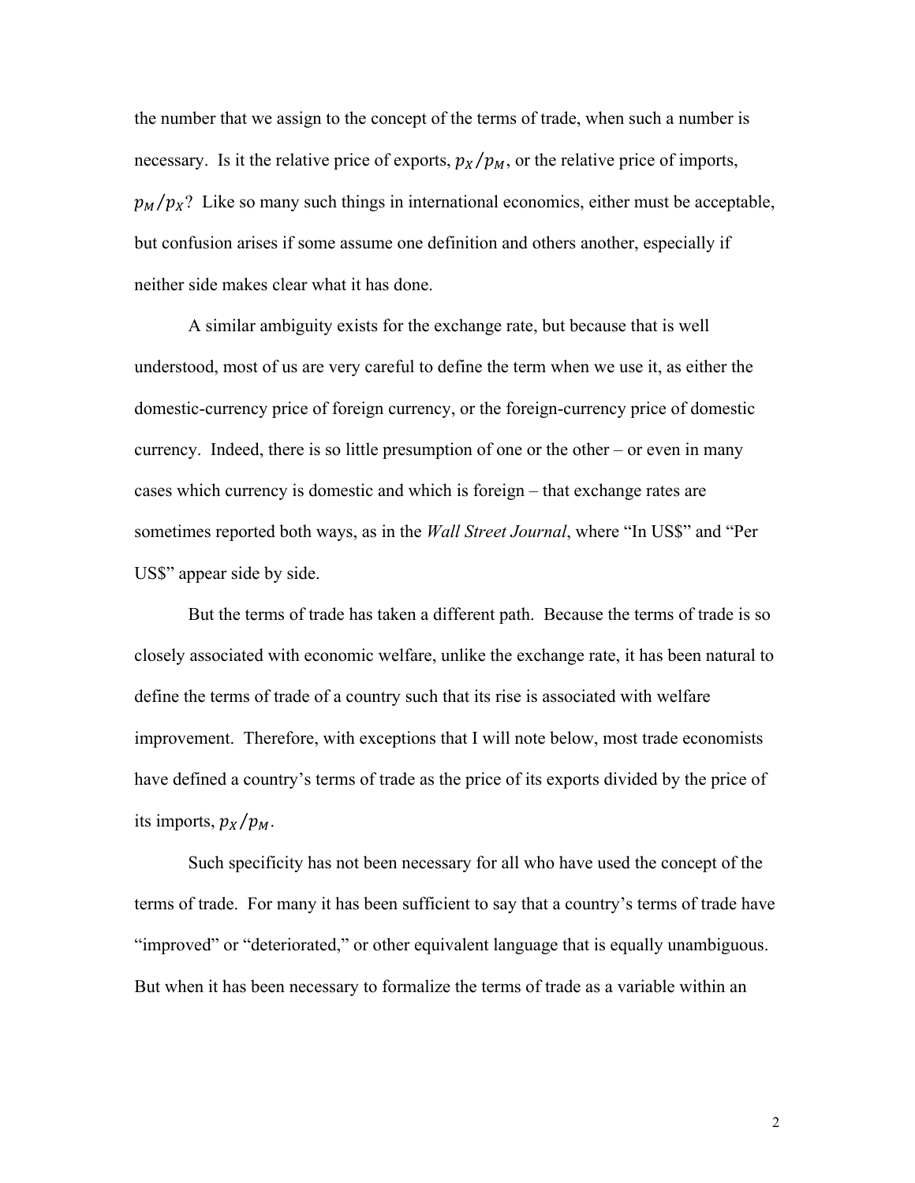the number that we assign to the concept of the terms of trade, when such a number is necessary. Is it the relative price of exports, $p_X/p_M$, or the relative price of imports, $p_M/p_X$? Like so many such things in international economics, either must be acceptable, but confusion arises if some assume one definition and others another, especially if neither side makes clear what it has done.

A similar ambiguity exists for the exchange rate, but because that is well understood, most of us are very careful to define the term when we use it, as either the domestic-currency price of foreign currency, or the foreign-currency price of domestic currency. Indeed, there is so little presumption of one or the other – or even in many cases which currency is domestic and which is foreign – that exchange rates are sometimes reported both ways, as in the *Wall Street Journal*, where "In US$" and "Per US$" appear side by side.

But the terms of trade has taken a different path. Because the terms of trade is so closely associated with economic welfare, unlike the exchange rate, it has been natural to define the terms of trade of a country such that its rise is associated with welfare improvement. Therefore, with exceptions that I will note below, most trade economists have defined a country's terms of trade as the price of its exports divided by the price of its imports, $p_X/p_M$.

Such specificity has not been necessary for all who have used the concept of the terms of trade. For many it has been sufficient to say that a country's terms of trade have "improved" or "deteriorated," or other equivalent language that is equally unambiguous. But when it has been necessary to formalize the terms of trade as a variable within an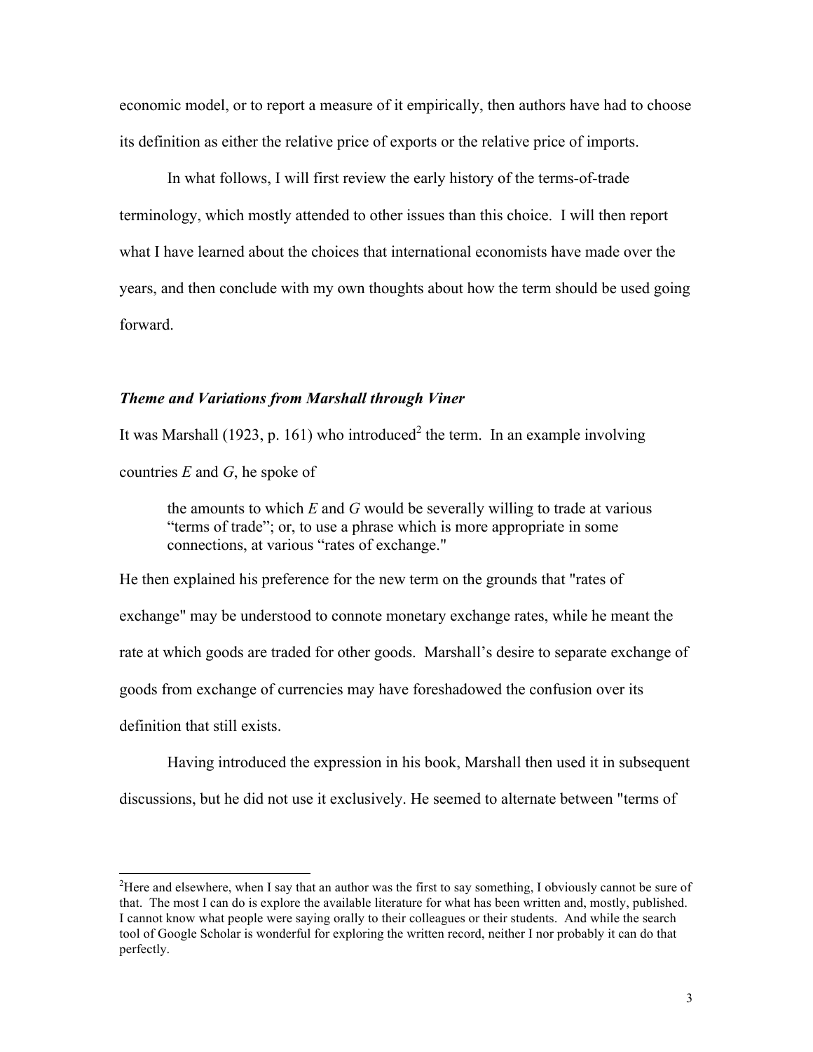economic model, or to report a measure of it empirically, then authors have had to choose its definition as either the relative price of exports or the relative price of imports.

In what follows, I will first review the early history of the terms-of-trade terminology, which mostly attended to other issues than this choice. I will then report what I have learned about the choices that international economists have made over the years, and then conclude with my own thoughts about how the term should be used going forward.

### *Theme and Variations from Marshall through Viner*

It was Marshall (1923, p. 161) who introduced[2] the term. In an example involving countries *E* and *G*, he spoke of

> the amounts to which *E* and *G* would be severally willing to trade at various "terms of trade"; or, to use a phrase which is more appropriate in some connections, at various "rates of exchange."

He then explained his preference for the new term on the grounds that "rates of exchange" may be understood to connote monetary exchange rates, while he meant the rate at which goods are traded for other goods. Marshall's desire to separate exchange of goods from exchange of currencies may have foreshadowed the confusion over its definition that still exists.

Having introduced the expression in his book, Marshall then used it in subsequent discussions, but he did not use it exclusively. He seemed to alternate between "terms of

---

[2]Here and elsewhere, when I say that an author was the first to say something, I obviously cannot be sure of that. The most I can do is explore the available literature for what has been written and, mostly, published. I cannot know what people were saying orally to their colleagues or their students. And while the search tool of Google Scholar is wonderful for exploring the written record, neither I nor probably it can do that perfectly.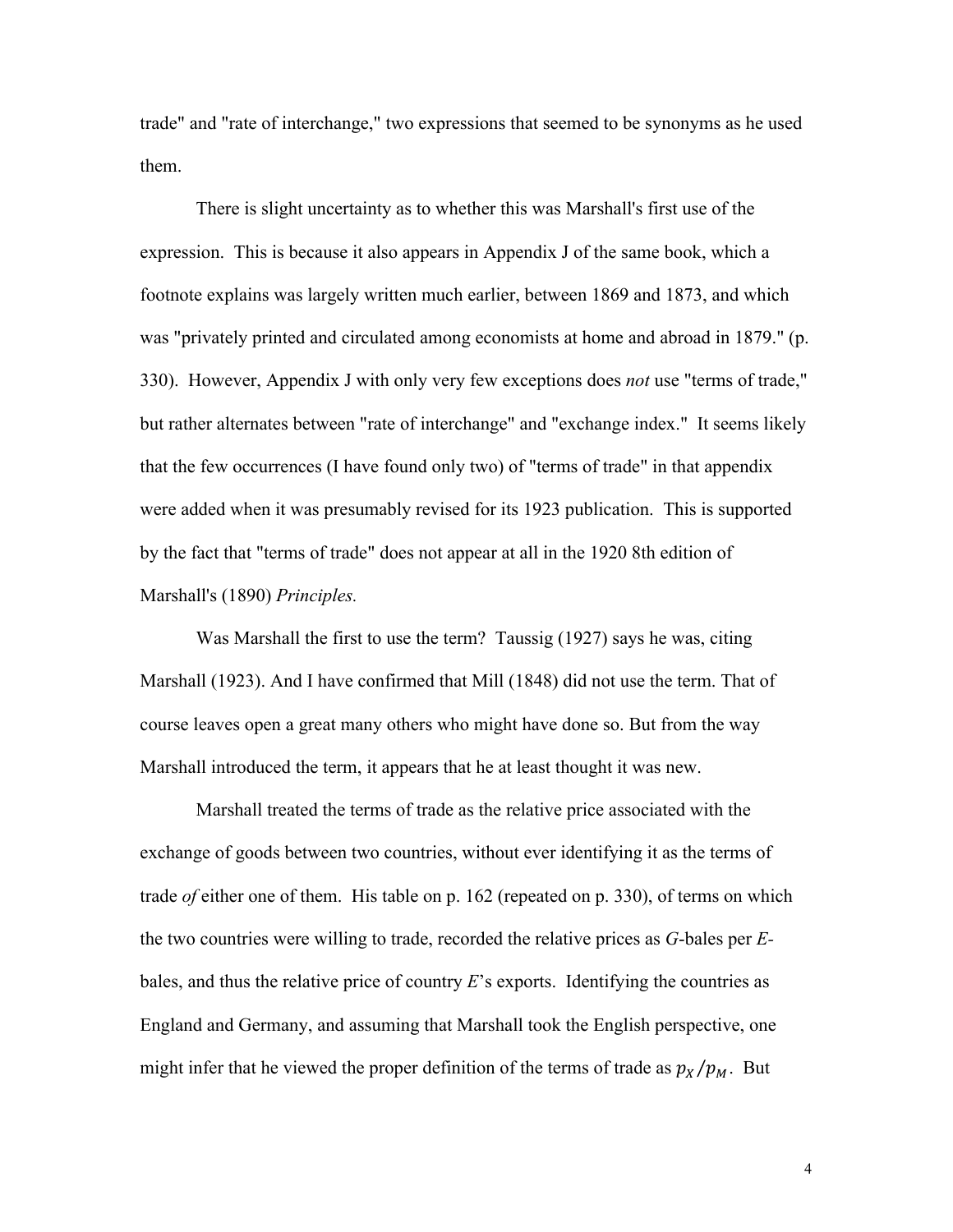trade" and "rate of interchange," two expressions that seemed to be synonyms as he used them.

There is slight uncertainty as to whether this was Marshall's first use of the expression. This is because it also appears in Appendix J of the same book, which a footnote explains was largely written much earlier, between 1869 and 1873, and which was "privately printed and circulated among economists at home and abroad in 1879." (p. 330). However, Appendix J with only very few exceptions does *not* use "terms of trade," but rather alternates between "rate of interchange" and "exchange index." It seems likely that the few occurrences (I have found only two) of "terms of trade" in that appendix were added when it was presumably revised for its 1923 publication. This is supported by the fact that "terms of trade" does not appear at all in the 1920 8th edition of Marshall's (1890) *Principles.*

Was Marshall the first to use the term? Taussig (1927) says he was, citing Marshall (1923). And I have confirmed that Mill (1848) did not use the term. That of course leaves open a great many others who might have done so. But from the way Marshall introduced the term, it appears that he at least thought it was new.

Marshall treated the terms of trade as the relative price associated with the exchange of goods between two countries, without ever identifying it as the terms of trade *of* either one of them. His table on p. 162 (repeated on p. 330), of terms on which the two countries were willing to trade, recorded the relative prices as *G*-bales per *E*-bales, and thus the relative price of country *E*'s exports. Identifying the countries as England and Germany, and assuming that Marshall took the English perspective, one might infer that he viewed the proper definition of the terms of trade as $p_X/p_M$. But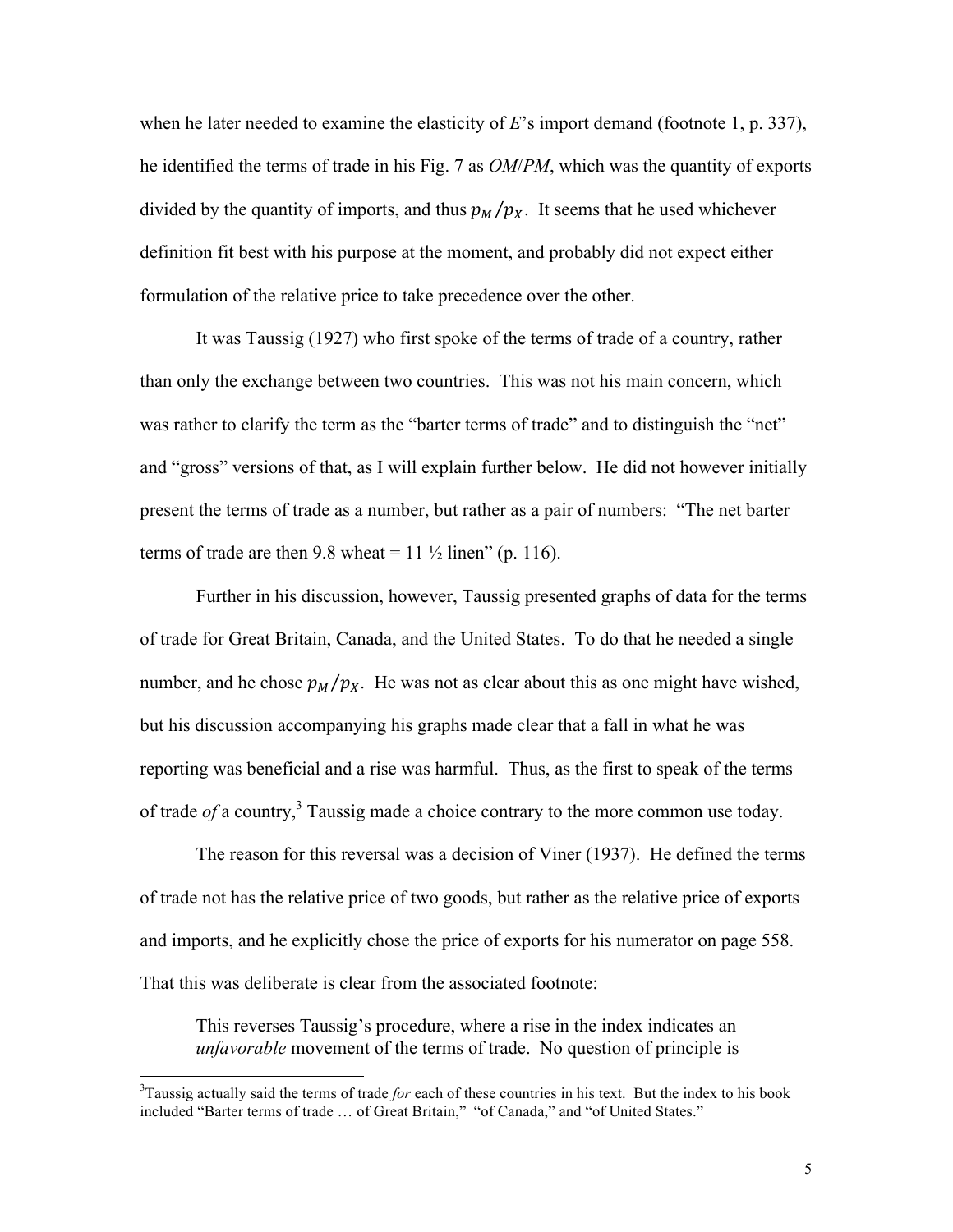when he later needed to examine the elasticity of *E*'s import demand (footnote 1, p. 337), he identified the terms of trade in his Fig. 7 as *OM*/*PM*, which was the quantity of exports divided by the quantity of imports, and thus $p_M/p_X$. It seems that he used whichever definition fit best with his purpose at the moment, and probably did not expect either formulation of the relative price to take precedence over the other.

It was Taussig (1927) who first spoke of the terms of trade of a country, rather than only the exchange between two countries. This was not his main concern, which was rather to clarify the term as the "barter terms of trade" and to distinguish the "net" and "gross" versions of that, as I will explain further below. He did not however initially present the terms of trade as a number, but rather as a pair of numbers: "The net barter terms of trade are then 9.8 wheat = 11 ½ linen" (p. 116).

Further in his discussion, however, Taussig presented graphs of data for the terms of trade for Great Britain, Canada, and the United States. To do that he needed a single number, and he chose $p_M/p_X$. He was not as clear about this as one might have wished, but his discussion accompanying his graphs made clear that a fall in what he was reporting was beneficial and a rise was harmful. Thus, as the first to speak of the terms of trade *of* a country,[3] Taussig made a choice contrary to the more common use today.

The reason for this reversal was a decision of Viner (1937). He defined the terms of trade not has the relative price of two goods, but rather as the relative price of exports and imports, and he explicitly chose the price of exports for his numerator on page 558. That this was deliberate is clear from the associated footnote:

> This reverses Taussig's procedure, where a rise in the index indicates an *unfavorable* movement of the terms of trade. No question of principle is

[3]Taussig actually said the terms of trade *for* each of these countries in his text. But the index to his book included "Barter terms of trade … of Great Britain," "of Canada," and "of United States."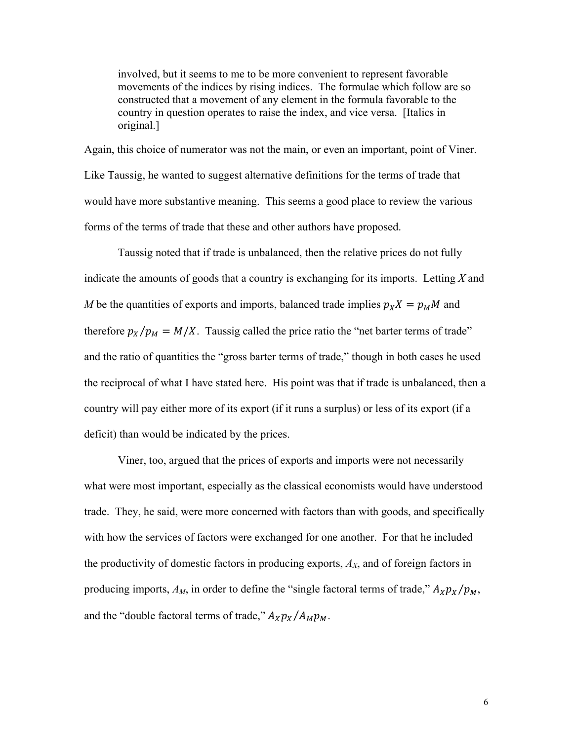> involved, but it seems to me to be more convenient to represent favorable movements of the indices by rising indices. The formulae which follow are so constructed that a movement of any element in the formula favorable to the country in question operates to raise the index, and vice versa. [Italics in original.]

Again, this choice of numerator was not the main, or even an important, point of Viner. Like Taussig, he wanted to suggest alternative definitions for the terms of trade that would have more substantive meaning. This seems a good place to review the various forms of the terms of trade that these and other authors have proposed.

Taussig noted that if trade is unbalanced, then the relative prices do not fully indicate the amounts of goods that a country is exchanging for its imports. Letting *X* and *M* be the quantities of exports and imports, balanced trade implies $p_X X = p_M M$ and therefore $p_X / p_M = M / X$. Taussig called the price ratio the "net barter terms of trade" and the ratio of quantities the "gross barter terms of trade," though in both cases he used the reciprocal of what I have stated here. His point was that if trade is unbalanced, then a country will pay either more of its export (if it runs a surplus) or less of its export (if a deficit) than would be indicated by the prices.

Viner, too, argued that the prices of exports and imports were not necessarily what were most important, especially as the classical economists would have understood trade. They, he said, were more concerned with factors than with goods, and specifically with how the services of factors were exchanged for one another. For that he included the productivity of domestic factors in producing exports, $A_X$, and of foreign factors in producing imports, $A_M$, in order to define the "single factoral terms of trade," $A_X p_X / p_M$, and the "double factoral terms of trade," $A_X p_X / A_M p_M$.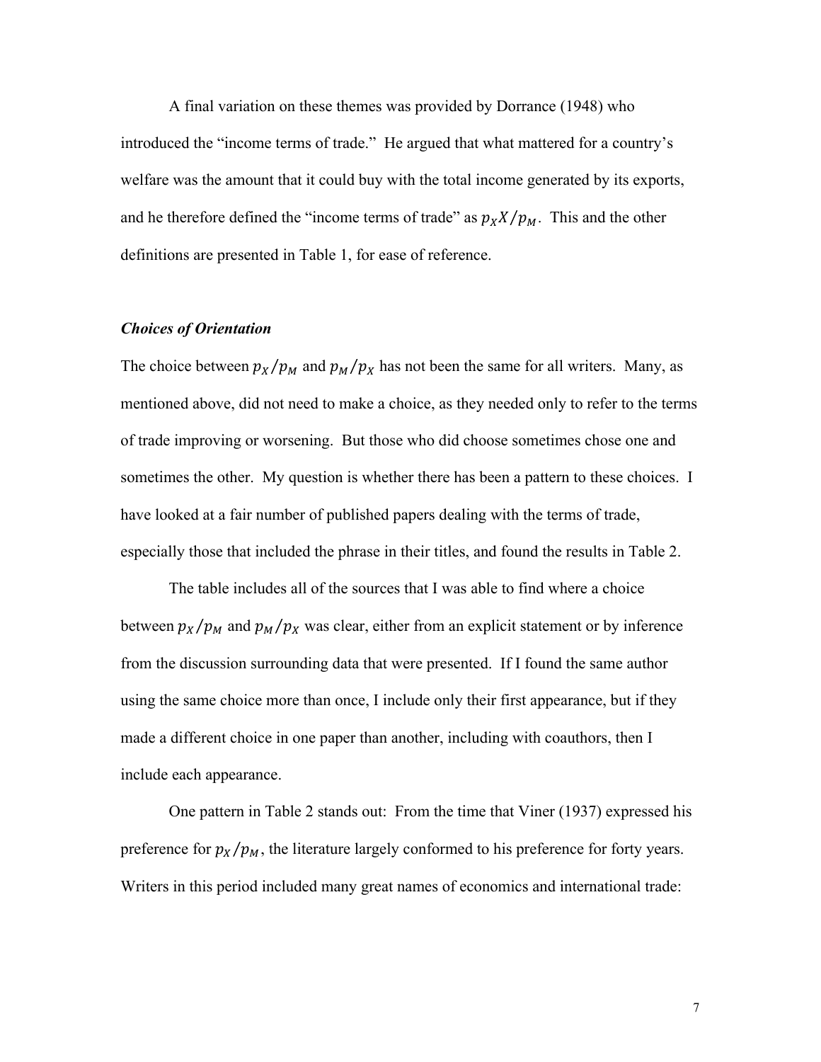A final variation on these themes was provided by Dorrance (1948) who introduced the "income terms of trade." He argued that what mattered for a country's welfare was the amount that it could buy with the total income generated by its exports, and he therefore defined the "income terms of trade" as $p_X X/p_M$. This and the other definitions are presented in Table 1, for ease of reference.

### *Choices of Orientation*

The choice between $p_X/p_M$ and $p_M/p_X$ has not been the same for all writers. Many, as mentioned above, did not need to make a choice, as they needed only to refer to the terms of trade improving or worsening. But those who did choose sometimes chose one and sometimes the other. My question is whether there has been a pattern to these choices. I have looked at a fair number of published papers dealing with the terms of trade, especially those that included the phrase in their titles, and found the results in Table 2.

The table includes all of the sources that I was able to find where a choice between $p_X/p_M$ and $p_M/p_X$ was clear, either from an explicit statement or by inference from the discussion surrounding data that were presented. If I found the same author using the same choice more than once, I include only their first appearance, but if they made a different choice in one paper than another, including with coauthors, then I include each appearance.

One pattern in Table 2 stands out: From the time that Viner (1937) expressed his preference for $p_X/p_M$, the literature largely conformed to his preference for forty years. Writers in this period included many great names of economics and international trade: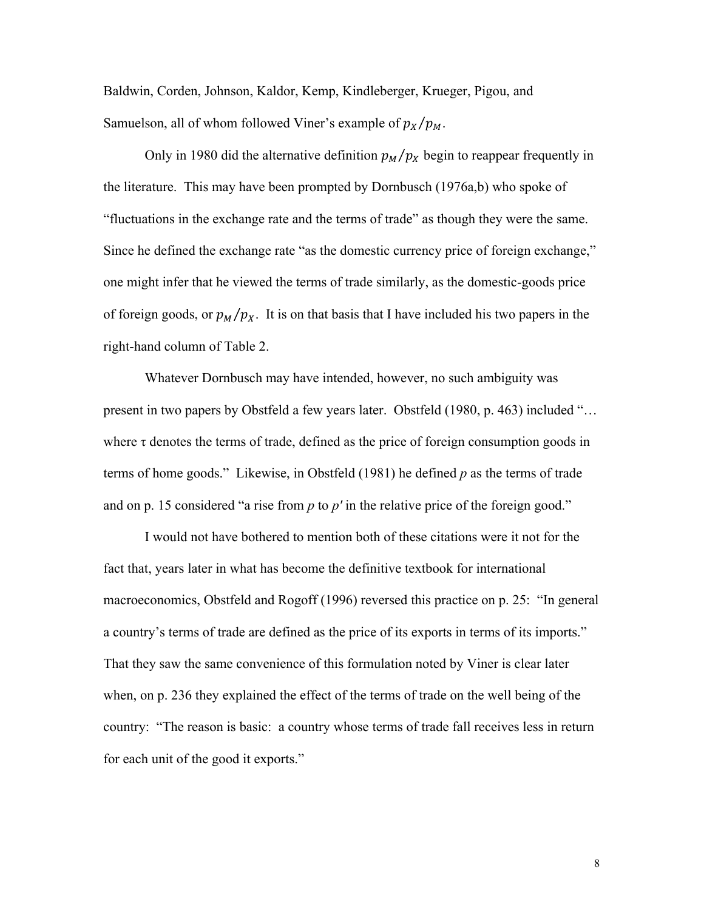Baldwin, Corden, Johnson, Kaldor, Kemp, Kindleberger, Krueger, Pigou, and Samuelson, all of whom followed Viner's example of $p_X/p_M$.

Only in 1980 did the alternative definition $p_M/p_X$ begin to reappear frequently in the literature. This may have been prompted by Dornbusch (1976a,b) who spoke of "fluctuations in the exchange rate and the terms of trade" as though they were the same. Since he defined the exchange rate "as the domestic currency price of foreign exchange," one might infer that he viewed the terms of trade similarly, as the domestic-goods price of foreign goods, or $p_M/p_X$. It is on that basis that I have included his two papers in the right-hand column of Table 2.

Whatever Dornbusch may have intended, however, no such ambiguity was present in two papers by Obstfeld a few years later. Obstfeld (1980, p. 463) included "… where τ denotes the terms of trade, defined as the price of foreign consumption goods in terms of home goods." Likewise, in Obstfeld (1981) he defined *p* as the terms of trade and on p. 15 considered "a rise from *p* to *p′* in the relative price of the foreign good."

I would not have bothered to mention both of these citations were it not for the fact that, years later in what has become the definitive textbook for international macroeconomics, Obstfeld and Rogoff (1996) reversed this practice on p. 25: "In general a country's terms of trade are defined as the price of its exports in terms of its imports." That they saw the same convenience of this formulation noted by Viner is clear later when, on p. 236 they explained the effect of the terms of trade on the well being of the country: "The reason is basic: a country whose terms of trade fall receives less in return for each unit of the good it exports."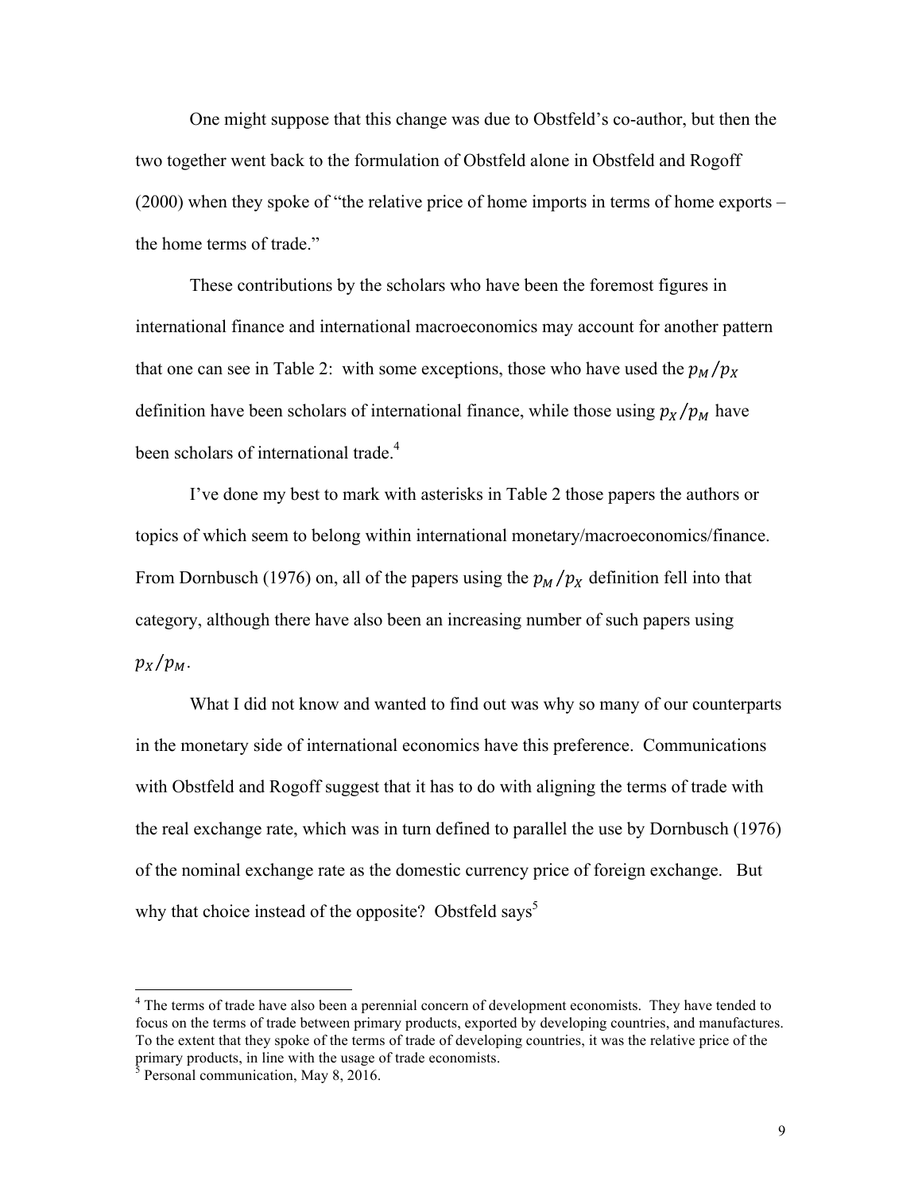One might suppose that this change was due to Obstfeld's co-author, but then the two together went back to the formulation of Obstfeld alone in Obstfeld and Rogoff (2000) when they spoke of "the relative price of home imports in terms of home exports – the home terms of trade."

These contributions by the scholars who have been the foremost figures in international finance and international macroeconomics may account for another pattern that one can see in Table 2: with some exceptions, those who have used the $p_M/p_X$ definition have been scholars of international finance, while those using $p_X/p_M$ have been scholars of international trade.[4]

I've done my best to mark with asterisks in Table 2 those papers the authors or topics of which seem to belong within international monetary/macroeconomics/finance. From Dornbusch (1976) on, all of the papers using the $p_M/p_X$ definition fell into that category, although there have also been an increasing number of such papers using $p_X/p_M$.

What I did not know and wanted to find out was why so many of our counterparts in the monetary side of international economics have this preference. Communications with Obstfeld and Rogoff suggest that it has to do with aligning the terms of trade with the real exchange rate, which was in turn defined to parallel the use by Dornbusch (1976) of the nominal exchange rate as the domestic currency price of foreign exchange. But why that choice instead of the opposite? Obstfeld says[5]

---

[4] The terms of trade have also been a perennial concern of development economists. They have tended to focus on the terms of trade between primary products, exported by developing countries, and manufactures. To the extent that they spoke of the terms of trade of developing countries, it was the relative price of the primary products, in line with the usage of trade economists.

[5] Personal communication, May 8, 2016.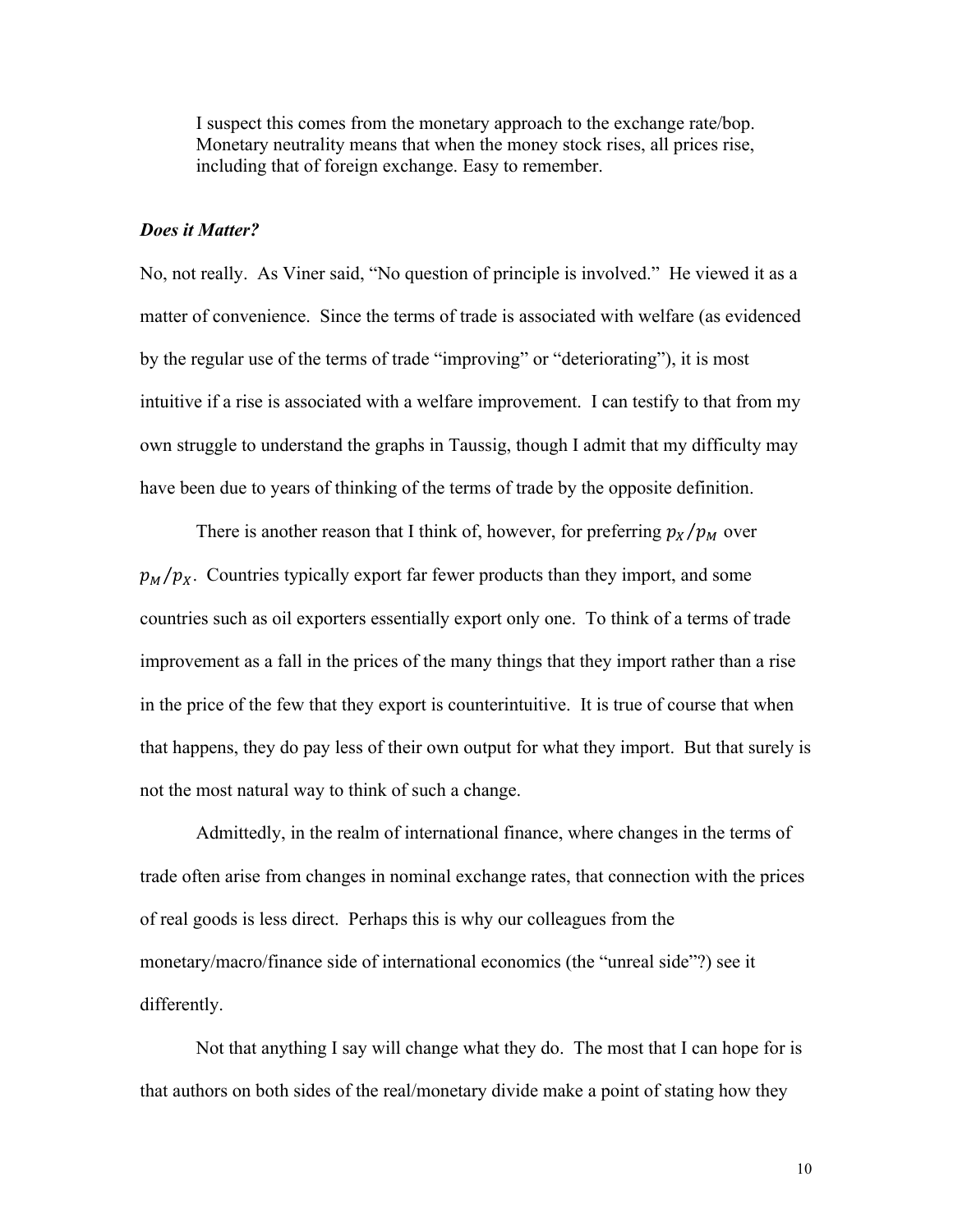> I suspect this comes from the monetary approach to the exchange rate/bop. Monetary neutrality means that when the money stock rises, all prices rise, including that of foreign exchange. Easy to remember.

***Does it Matter?***

No, not really. As Viner said, "No question of principle is involved." He viewed it as a matter of convenience. Since the terms of trade is associated with welfare (as evidenced by the regular use of the terms of trade "improving" or "deteriorating"), it is most intuitive if a rise is associated with a welfare improvement. I can testify to that from my own struggle to understand the graphs in Taussig, though I admit that my difficulty may have been due to years of thinking of the terms of trade by the opposite definition.

There is another reason that I think of, however, for preferring $p_X/p_M$ over $p_M/p_X$. Countries typically export far fewer products than they import, and some countries such as oil exporters essentially export only one. To think of a terms of trade improvement as a fall in the prices of the many things that they import rather than a rise in the price of the few that they export is counterintuitive. It is true of course that when that happens, they do pay less of their own output for what they import. But that surely is not the most natural way to think of such a change.

Admittedly, in the realm of international finance, where changes in the terms of trade often arise from changes in nominal exchange rates, that connection with the prices of real goods is less direct. Perhaps this is why our colleagues from the monetary/macro/finance side of international economics (the "unreal side"?) see it differently.

Not that anything I say will change what they do. The most that I can hope for is that authors on both sides of the real/monetary divide make a point of stating how they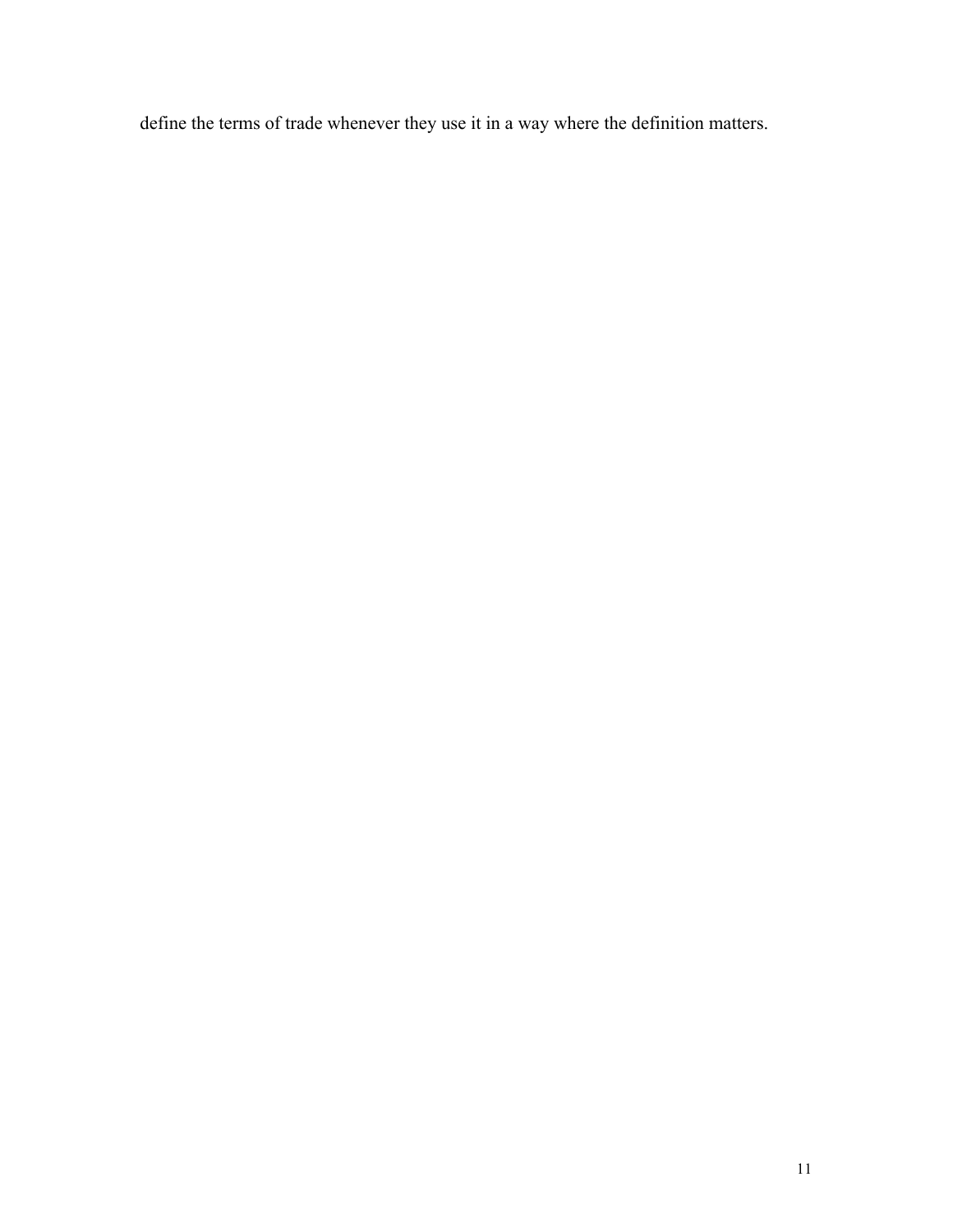define the terms of trade whenever they use it in a way where the definition matters.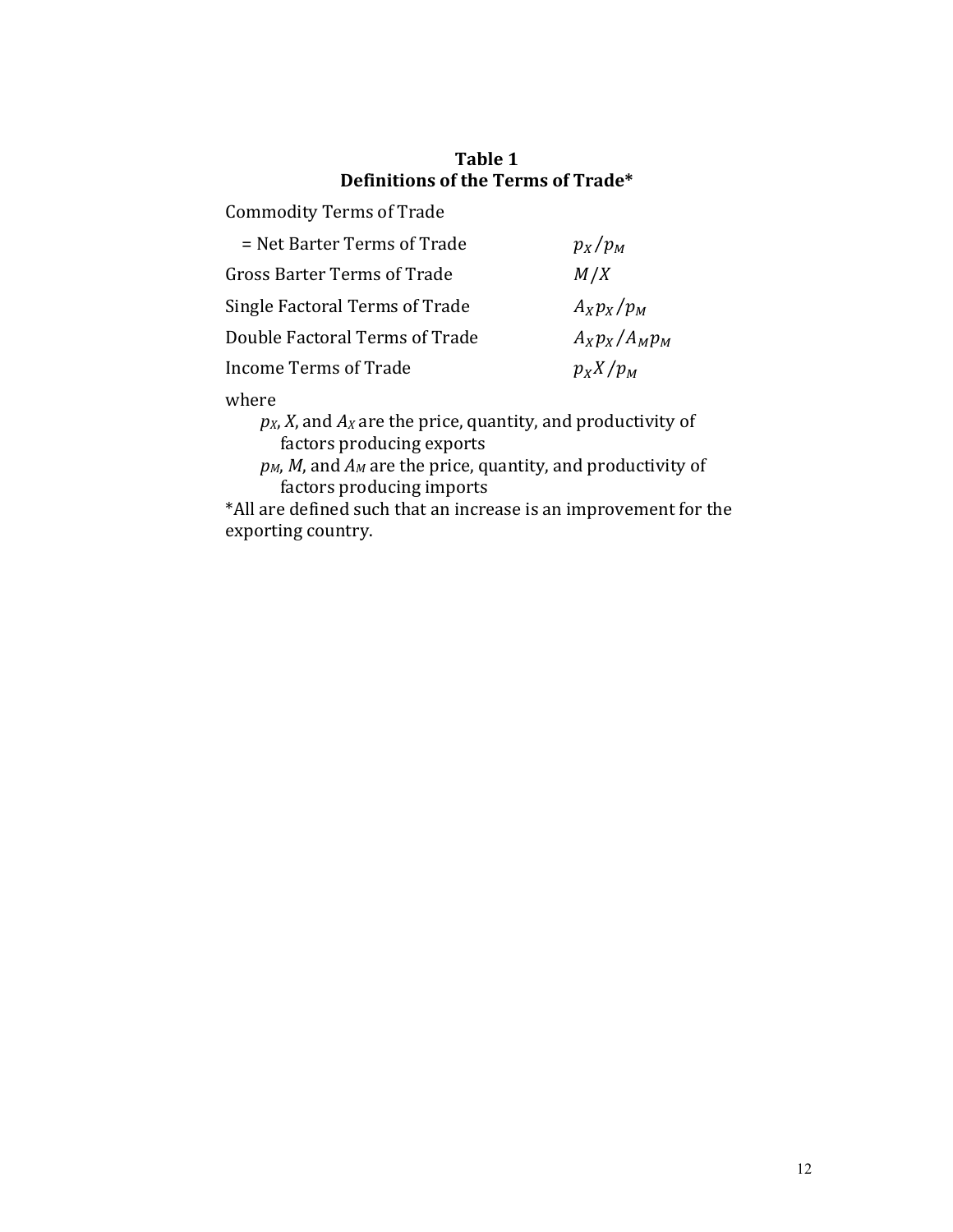**Table 1**
**Definitions of the Terms of Trade***

| | |
|---|---|
| Commodity Terms of Trade | |
| = Net Barter Terms of Trade | $p_X/p_M$ |
| Gross Barter Terms of Trade | $M/X$ |
| Single Factoral Terms of Trade | $A_X p_X/p_M$ |
| Double Factoral Terms of Trade | $A_X p_X/A_M p_M$ |
| Income Terms of Trade | $p_X X/p_M$ |

where

$p_X$, $X$, and $A_X$ are the price, quantity, and productivity of factors producing exports

$p_M$, $M$, and $A_M$ are the price, quantity, and productivity of factors producing imports

*All are defined such that an increase is an improvement for the exporting country.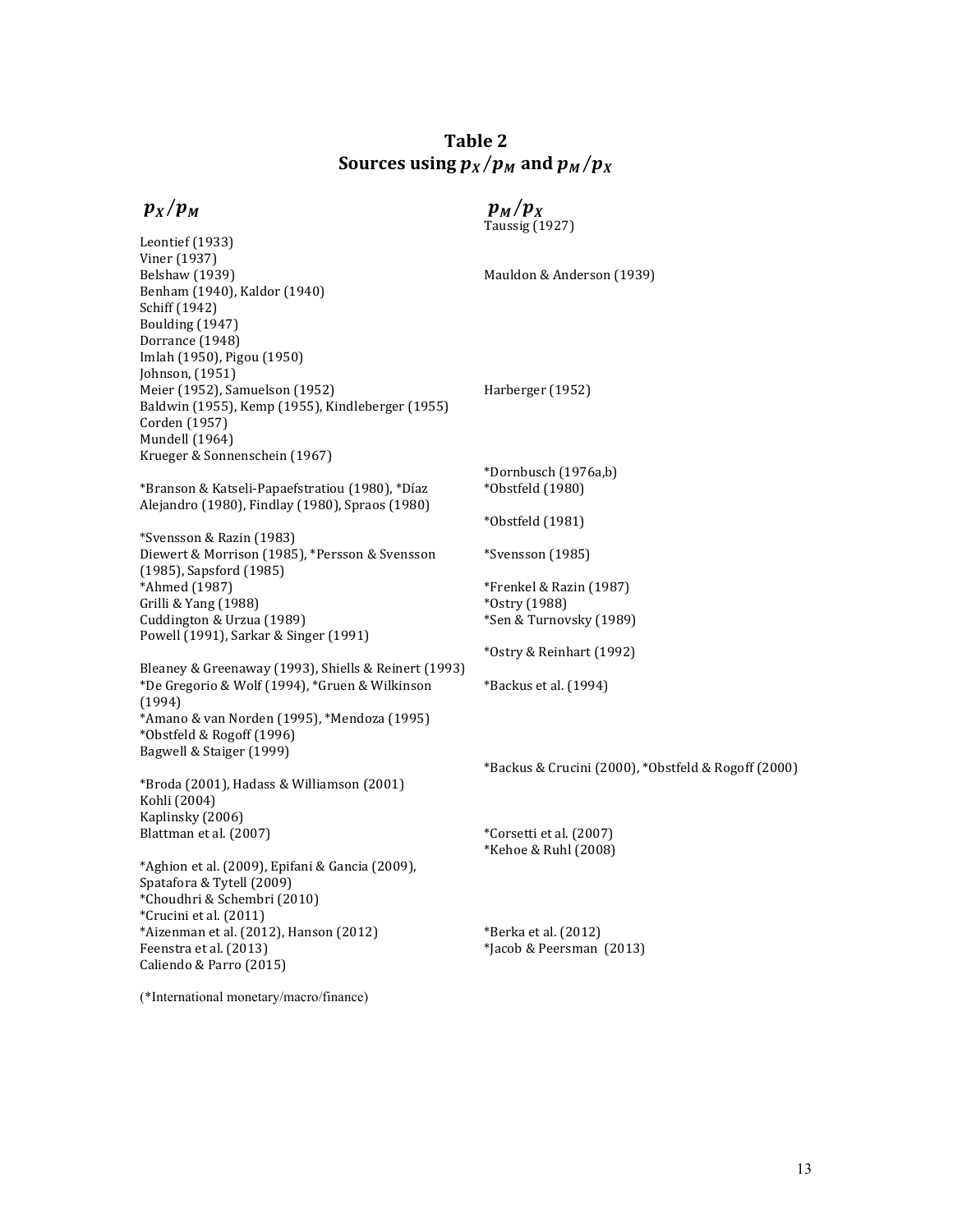# Table 2
## Sources using $p_X/p_M$ and $p_M/p_X$

| $p_X/p_M$ | $p_M/p_X$ |
|---|---|
| | Taussig (1927) |
| Leontief (1933) | |
| Viner (1937) | |
| Belshaw (1939) | Mauldon & Anderson (1939) |
| Benham (1940), Kaldor (1940) | |
| Schiff (1942) | |
| Boulding (1947) | |
| Dorrance (1948) | |
| Imlah (1950), Pigou (1950) | |
| Johnson, (1951) | |
| Meier (1952), Samuelson (1952) | Harberger (1952) |
| Baldwin (1955), Kemp (1955), Kindleberger (1955) | |
| Corden (1957) | |
| Mundell (1964) | |
| Krueger & Sonnenschein (1967) | |
| | *Dornbusch (1976a,b) |
| *Branson & Katseli-Papaefstratiou (1980), *Díaz Alejandro (1980), Findlay (1980), Spraos (1980) | *Obstfeld (1980) |
| | *Obstfeld (1981) |
| *Svensson & Razin (1983) | |
| Diewert & Morrison (1985), *Persson & Svensson (1985), Sapsford (1985) | *Svensson (1985) |
| *Ahmed (1987) | *Frenkel & Razin (1987) |
| Grilli & Yang (1988) | *Ostry (1988) |
| Cuddington & Urzua (1989) | *Sen & Turnovsky (1989) |
| Powell (1991), Sarkar & Singer (1991) | |
| | *Ostry & Reinhart (1992) |
| Bleaney & Greenaway (1993), Shiells & Reinert (1993) | |
| *De Gregorio & Wolf (1994), *Gruen & Wilkinson (1994) | *Backus et al. (1994) |
| *Amano & van Norden (1995), *Mendoza (1995) | |
| *Obstfeld & Rogoff (1996) | |
| Bagwell & Staiger (1999) | |
| | *Backus & Crucini (2000), *Obstfeld & Rogoff (2000) |
| *Broda (2001), Hadass & Williamson (2001) | |
| Kohli (2004) | |
| Kaplinsky (2006) | |
| Blattman et al. (2007) | *Corsetti et al. (2007) |
| | *Kehoe & Ruhl (2008) |
| *Aghion et al. (2009), Epifani & Gancia (2009), Spatafora & Tytell (2009) | |
| *Choudhri & Schembri (2010) | |
| *Crucini et al. (2011) | |
| *Aizenman et al. (2012), Hanson (2012) | *Berka et al. (2012) |
| Feenstra et al. (2013) | *Jacob & Peersman (2013) |
| Caliendo & Parro (2015) | |

(*International monetary/macro/finance)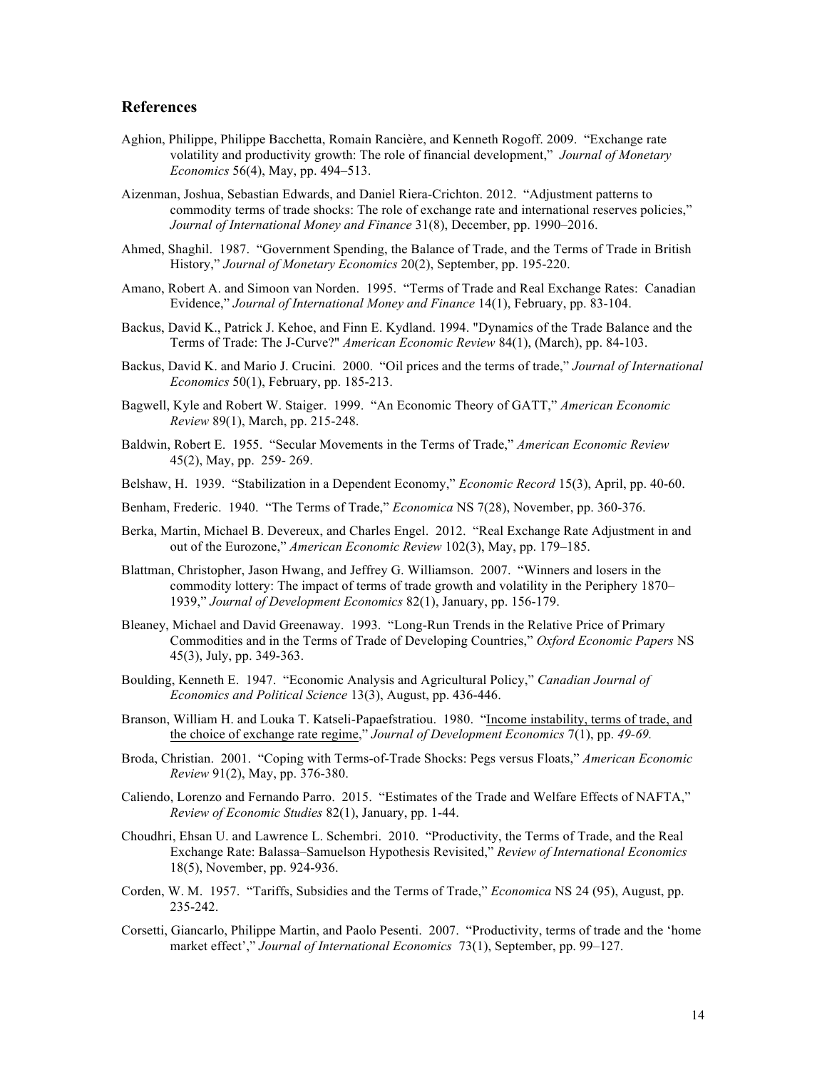## References

Aghion, Philippe, Philippe Bacchetta, Romain Rancière, and Kenneth Rogoff. 2009. "Exchange rate volatility and productivity growth: The role of financial development," *Journal of Monetary Economics* 56(4), May, pp. 494–513.

Aizenman, Joshua, Sebastian Edwards, and Daniel Riera-Crichton. 2012. "Adjustment patterns to commodity terms of trade shocks: The role of exchange rate and international reserves policies," *Journal of International Money and Finance* 31(8), December, pp. 1990–2016.

Ahmed, Shaghil. 1987. "Government Spending, the Balance of Trade, and the Terms of Trade in British History," *Journal of Monetary Economics* 20(2), September, pp. 195-220.

Amano, Robert A. and Simoon van Norden. 1995. "Terms of Trade and Real Exchange Rates: Canadian Evidence," *Journal of International Money and Finance* 14(1), February, pp. 83-104.

Backus, David K., Patrick J. Kehoe, and Finn E. Kydland. 1994. "Dynamics of the Trade Balance and the Terms of Trade: The J-Curve?" *American Economic Review* 84(1), (March), pp. 84-103.

Backus, David K. and Mario J. Crucini. 2000. "Oil prices and the terms of trade," *Journal of International Economics* 50(1), February, pp. 185-213.

Bagwell, Kyle and Robert W. Staiger. 1999. "An Economic Theory of GATT," *American Economic Review* 89(1), March, pp. 215-248.

Baldwin, Robert E. 1955. "Secular Movements in the Terms of Trade," *American Economic Review* 45(2), May, pp. 259- 269.

Belshaw, H. 1939. "Stabilization in a Dependent Economy," *Economic Record* 15(3), April, pp. 40-60.

Benham, Frederic. 1940. "The Terms of Trade," *Economica* NS 7(28), November, pp. 360-376.

Berka, Martin, Michael B. Devereux, and Charles Engel. 2012. "Real Exchange Rate Adjustment in and out of the Eurozone," *American Economic Review* 102(3), May, pp. 179–185.

Blattman, Christopher, Jason Hwang, and Jeffrey G. Williamson. 2007. "Winners and losers in the commodity lottery: The impact of terms of trade growth and volatility in the Periphery 1870–1939," *Journal of Development Economics* 82(1), January, pp. 156-179.

Bleaney, Michael and David Greenaway. 1993. "Long-Run Trends in the Relative Price of Primary Commodities and in the Terms of Trade of Developing Countries," *Oxford Economic Papers* NS 45(3), July, pp. 349-363.

Boulding, Kenneth E. 1947. "Economic Analysis and Agricultural Policy," *Canadian Journal of Economics and Political Science* 13(3), August, pp. 436-446.

Branson, William H. and Louka T. Katseli-Papaefstratiou. 1980. "Income instability, terms of trade, and the choice of exchange rate regime," *Journal of Development Economics* 7(1), pp. *49-69.*

Broda, Christian. 2001. "Coping with Terms-of-Trade Shocks: Pegs versus Floats," *American Economic Review* 91(2), May, pp. 376-380.

Caliendo, Lorenzo and Fernando Parro. 2015. "Estimates of the Trade and Welfare Effects of NAFTA," *Review of Economic Studies* 82(1), January, pp. 1-44.

Choudhri, Ehsan U. and Lawrence L. Schembri. 2010. "Productivity, the Terms of Trade, and the Real Exchange Rate: Balassa–Samuelson Hypothesis Revisited," *Review of International Economics* 18(5), November, pp. 924-936.

Corden, W. M. 1957. "Tariffs, Subsidies and the Terms of Trade," *Economica* NS 24 (95), August, pp. 235-242.

Corsetti, Giancarlo, Philippe Martin, and Paolo Pesenti. 2007. "Productivity, terms of trade and the 'home market effect'," *Journal of International Economics* 73(1), September, pp. 99–127.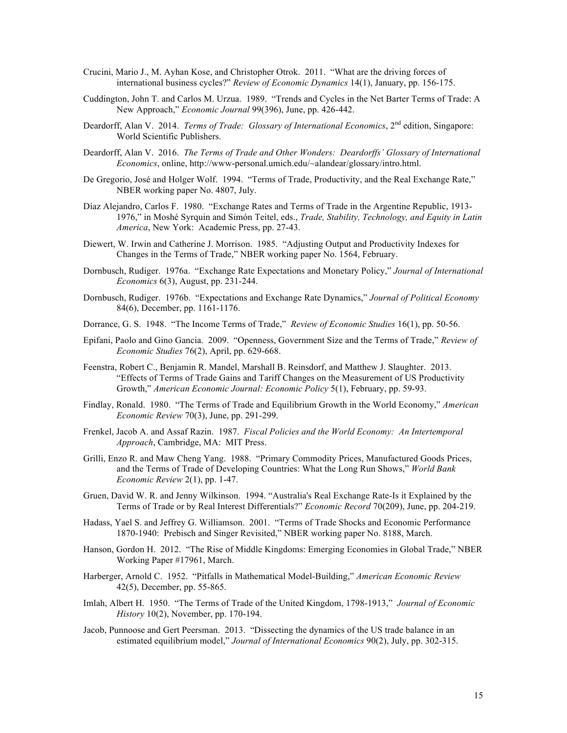Crucini, Mario J., M. Ayhan Kose, and Christopher Otrok. 2011. "What are the driving forces of international business cycles?" *Review of Economic Dynamics* 14(1), January, pp. 156-175.

Cuddington, John T. and Carlos M. Urzua. 1989. "Trends and Cycles in the Net Barter Terms of Trade: A New Approach," *Economic Journal* 99(396), June, pp. 426-442.

Deardorff, Alan V. 2014. *Terms of Trade: Glossary of International Economics*, 2nd edition, Singapore: World Scientific Publishers.

Deardorff, Alan V. 2016. *The Terms of Trade and Other Wonders: Deardorffs' Glossary of International Economics*, online, http://www-personal.umich.edu/~alandear/glossary/intro.html.

De Gregorio, José and Holger Wolf. 1994. "Terms of Trade, Productivity, and the Real Exchange Rate," NBER working paper No. 4807, July.

Díaz Alejandro, Carlos F. 1980. "Exchange Rates and Terms of Trade in the Argentine Republic, 1913-1976," in Moshé Syrquin and Simón Teitel, eds., *Trade, Stability, Technology, and Equity in Latin America*, New York: Academic Press, pp. 27-43.

Diewert, W. Irwin and Catherine J. Morrison. 1985. "Adjusting Output and Productivity Indexes for Changes in the Terms of Trade," NBER working paper No. 1564, February.

Dornbusch, Rudiger. 1976a. "Exchange Rate Expectations and Monetary Policy," *Journal of International Economics* 6(3), August, pp. 231-244.

Dornbusch, Rudiger. 1976b. "Expectations and Exchange Rate Dynamics," *Journal of Political Economy* 84(6), December, pp. 1161-1176.

Dorrance, G. S. 1948. "The Income Terms of Trade," *Review of Economic Studies* 16(1), pp. 50-56.

Epifani, Paolo and Gino Gancia. 2009. "Openness, Government Size and the Terms of Trade," *Review of Economic Studies* 76(2), April, pp. 629-668.

Feenstra, Robert C., Benjamin R. Mandel, Marshall B. Reinsdorf, and Matthew J. Slaughter. 2013. "Effects of Terms of Trade Gains and Tariff Changes on the Measurement of US Productivity Growth," *American Economic Journal: Economic Policy* 5(1), February, pp. 59-93.

Findlay, Ronald. 1980. "The Terms of Trade and Equilibrium Growth in the World Economy," *American Economic Review* 70(3), June, pp. 291-299.

Frenkel, Jacob A. and Assaf Razin. 1987. *Fiscal Policies and the World Economy: An Intertemporal Approach*, Cambridge, MA: MIT Press.

Grilli, Enzo R. and Maw Cheng Yang. 1988. "Primary Commodity Prices, Manufactured Goods Prices, and the Terms of Trade of Developing Countries: What the Long Run Shows," *World Bank Economic Review* 2(1), pp. 1-47.

Gruen, David W. R. and Jenny Wilkinson. 1994. "Australia's Real Exchange Rate-Is it Explained by the Terms of Trade or by Real Interest Differentials?" *Economic Record* 70(209), June, pp. 204-219.

Hadass, Yael S. and Jeffrey G. Williamson. 2001. "Terms of Trade Shocks and Economic Performance 1870-1940: Prebisch and Singer Revisited," NBER working paper No. 8188, March.

Hanson, Gordon H. 2012. "The Rise of Middle Kingdoms: Emerging Economies in Global Trade," NBER Working Paper #17961, March.

Harberger, Arnold C. 1952. "Pitfalls in Mathematical Model-Building," *American Economic Review* 42(5), December, pp. 55-865.

Imlah, Albert H. 1950. "The Terms of Trade of the United Kingdom, 1798-1913," *Journal of Economic History* 10(2), November, pp. 170-194.

Jacob, Punnoose and Gert Peersman. 2013. "Dissecting the dynamics of the US trade balance in an estimated equilibrium model," *Journal of International Economics* 90(2), July, pp. 302-315.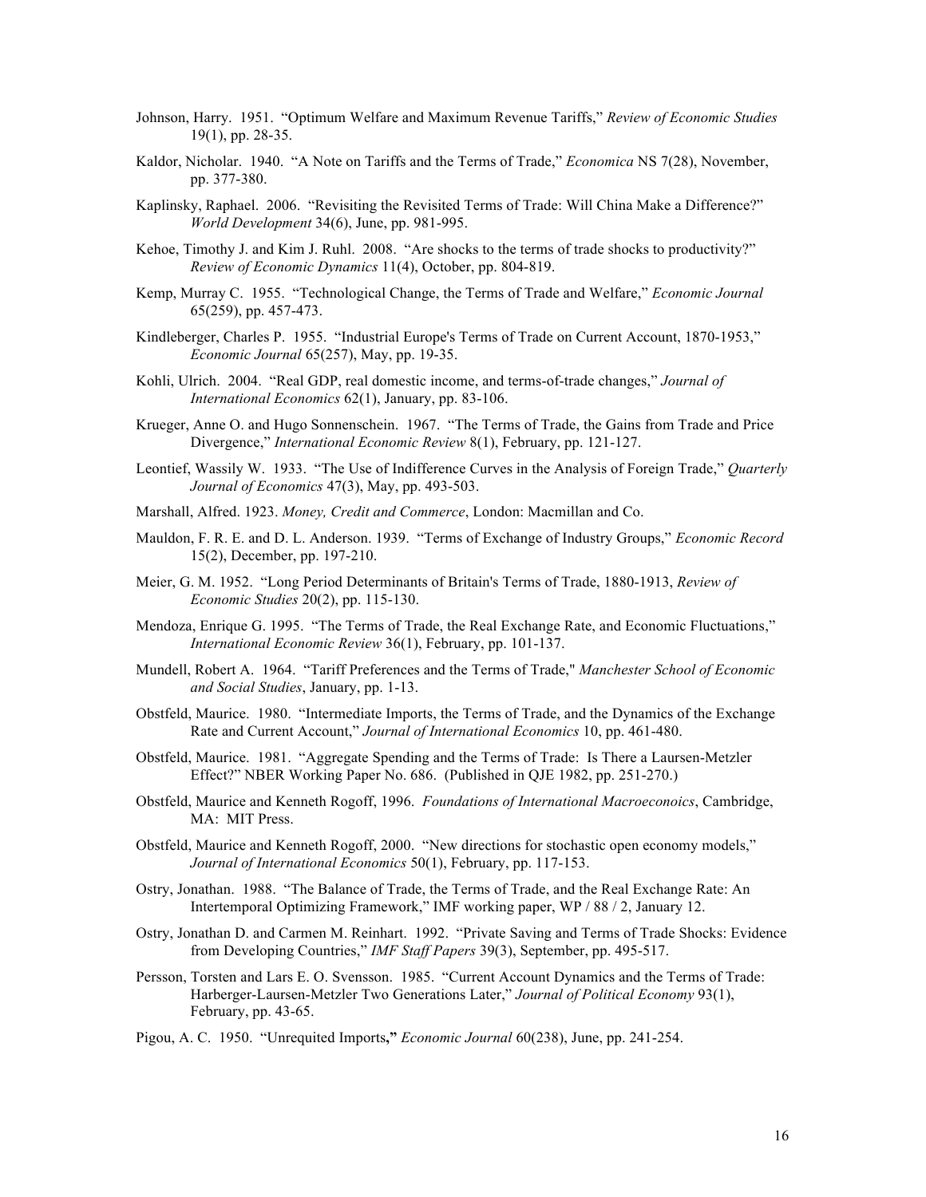Johnson, Harry. 1951. "Optimum Welfare and Maximum Revenue Tariffs," *Review of Economic Studies* 19(1), pp. 28-35.

Kaldor, Nicholar. 1940. "A Note on Tariffs and the Terms of Trade," *Economica* NS 7(28), November, pp. 377-380.

Kaplinsky, Raphael. 2006. "Revisiting the Revisited Terms of Trade: Will China Make a Difference?" *World Development* 34(6), June, pp. 981-995.

Kehoe, Timothy J. and Kim J. Ruhl. 2008. "Are shocks to the terms of trade shocks to productivity?" *Review of Economic Dynamics* 11(4), October, pp. 804-819.

Kemp, Murray C. 1955. "Technological Change, the Terms of Trade and Welfare," *Economic Journal* 65(259), pp. 457-473.

Kindleberger, Charles P. 1955. "Industrial Europe's Terms of Trade on Current Account, 1870-1953," *Economic Journal* 65(257), May, pp. 19-35.

Kohli, Ulrich. 2004. "Real GDP, real domestic income, and terms-of-trade changes," *Journal of International Economics* 62(1), January, pp. 83-106.

Krueger, Anne O. and Hugo Sonnenschein. 1967. "The Terms of Trade, the Gains from Trade and Price Divergence," *International Economic Review* 8(1), February, pp. 121-127.

Leontief, Wassily W. 1933. "The Use of Indifference Curves in the Analysis of Foreign Trade," *Quarterly Journal of Economics* 47(3), May, pp. 493-503.

Marshall, Alfred. 1923. *Money, Credit and Commerce*, London: Macmillan and Co.

Mauldon, F. R. E. and D. L. Anderson. 1939. "Terms of Exchange of Industry Groups," *Economic Record* 15(2), December, pp. 197-210.

Meier, G. M. 1952. "Long Period Determinants of Britain's Terms of Trade, 1880-1913, *Review of Economic Studies* 20(2), pp. 115-130.

Mendoza, Enrique G. 1995. "The Terms of Trade, the Real Exchange Rate, and Economic Fluctuations," *International Economic Review* 36(1), February, pp. 101-137.

Mundell, Robert A. 1964. "Tariff Preferences and the Terms of Trade," *Manchester School of Economic and Social Studies*, January, pp. 1-13.

Obstfeld, Maurice. 1980. "Intermediate Imports, the Terms of Trade, and the Dynamics of the Exchange Rate and Current Account," *Journal of International Economics* 10, pp. 461-480.

Obstfeld, Maurice. 1981. "Aggregate Spending and the Terms of Trade: Is There a Laursen-Metzler Effect?" NBER Working Paper No. 686. (Published in QJE 1982, pp. 251-270.)

Obstfeld, Maurice and Kenneth Rogoff, 1996. *Foundations of International Macroeconoics*, Cambridge, MA: MIT Press.

Obstfeld, Maurice and Kenneth Rogoff, 2000. "New directions for stochastic open economy models," *Journal of International Economics* 50(1), February, pp. 117-153.

Ostry, Jonathan. 1988. "The Balance of Trade, the Terms of Trade, and the Real Exchange Rate: An Intertemporal Optimizing Framework," IMF working paper, WP / 88 / 2, January 12.

Ostry, Jonathan D. and Carmen M. Reinhart. 1992. "Private Saving and Terms of Trade Shocks: Evidence from Developing Countries," *IMF Staff Papers* 39(3), September, pp. 495-517.

Persson, Torsten and Lars E. O. Svensson. 1985. "Current Account Dynamics and the Terms of Trade: Harberger-Laursen-Metzler Two Generations Later," *Journal of Political Economy* 93(1), February, pp. 43-65.

Pigou, A. C. 1950. "Unrequited Imports**,"** *Economic Journal* 60(238), June, pp. 241-254.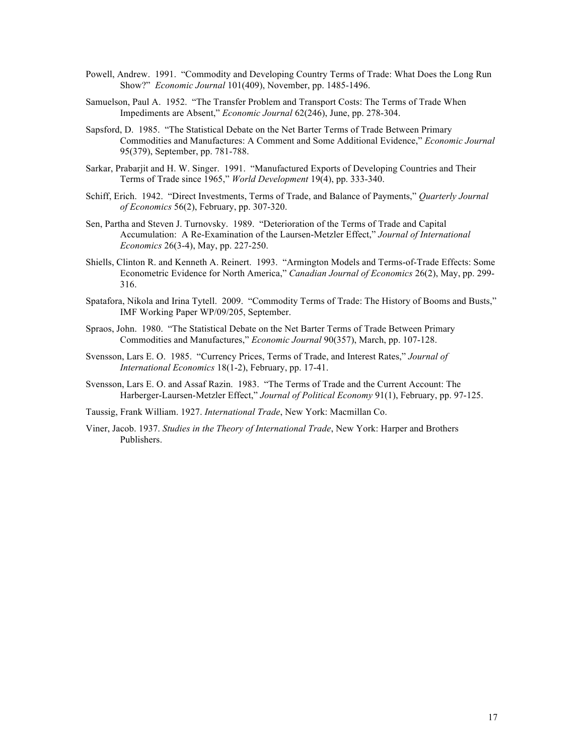Powell, Andrew. 1991. "Commodity and Developing Country Terms of Trade: What Does the Long Run Show?" *Economic Journal* 101(409), November, pp. 1485-1496.

Samuelson, Paul A. 1952. "The Transfer Problem and Transport Costs: The Terms of Trade When Impediments are Absent," *Economic Journal* 62(246), June, pp. 278-304.

Sapsford, D. 1985. "The Statistical Debate on the Net Barter Terms of Trade Between Primary Commodities and Manufactures: A Comment and Some Additional Evidence," *Economic Journal* 95(379), September, pp. 781-788.

Sarkar, Prabarjit and H. W. Singer. 1991. "Manufactured Exports of Developing Countries and Their Terms of Trade since 1965," *World Development* 19(4), pp. 333-340.

Schiff, Erich. 1942. "Direct Investments, Terms of Trade, and Balance of Payments," *Quarterly Journal of Economics* 56(2), February, pp. 307-320.

Sen, Partha and Steven J. Turnovsky. 1989. "Deterioration of the Terms of Trade and Capital Accumulation: A Re-Examination of the Laursen-Metzler Effect," *Journal of International Economics* 26(3-4), May, pp. 227-250.

Shiells, Clinton R. and Kenneth A. Reinert. 1993. "Armington Models and Terms-of-Trade Effects: Some Econometric Evidence for North America," *Canadian Journal of Economics* 26(2), May, pp. 299-316.

Spatafora, Nikola and Irina Tytell. 2009. "Commodity Terms of Trade: The History of Booms and Busts," IMF Working Paper WP/09/205, September.

Spraos, John. 1980. "The Statistical Debate on the Net Barter Terms of Trade Between Primary Commodities and Manufactures," *Economic Journal* 90(357), March, pp. 107-128.

Svensson, Lars E. O. 1985. "Currency Prices, Terms of Trade, and Interest Rates," *Journal of International Economics* 18(1-2), February, pp. 17-41.

Svensson, Lars E. O. and Assaf Razin. 1983. "The Terms of Trade and the Current Account: The Harberger-Laursen-Metzler Effect," *Journal of Political Economy* 91(1), February, pp. 97-125.

Taussig, Frank William. 1927. *International Trade*, New York: Macmillan Co.

Viner, Jacob. 1937. *Studies in the Theory of International Trade*, New York: Harper and Brothers Publishers.